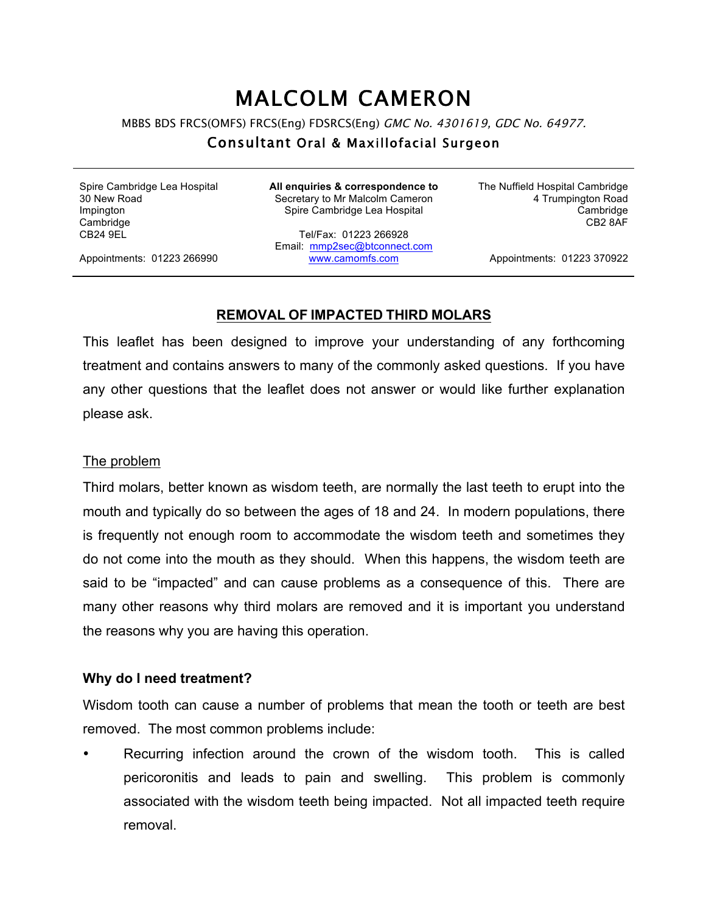# MALCOLM CAMERON

MBBS BDS FRCS(OMFS) FRCS(Eng) FDSRCS(Eng) *GMC No. 4301619, GDC No. 64977.*

## Consultant Oral & Maxillofacial Surgeon

Spire Cambridge Lea Hospital
30 New Road
Impington
Cambridge
CB24 9EL

Appointments: 01223 266990

**All enquiries & correspondence to**
Secretary to Mr Malcolm Cameron
Spire Cambridge Lea Hospital

Tel/Fax: 01223 266928
Email: mmp2sec@btconnect.com
www.camomfs.com

The Nuffield Hospital Cambridge
4 Trumpington Road
Cambridge
CB2 8AF

Appointments: 01223 370922

---

**REMOVAL OF IMPACTED THIRD MOLARS**

This leaflet has been designed to improve your understanding of any forthcoming treatment and contains answers to many of the commonly asked questions. If you have any other questions that the leaflet does not answer or would like further explanation please ask.

The problem

Third molars, better known as wisdom teeth, are normally the last teeth to erupt into the mouth and typically do so between the ages of 18 and 24. In modern populations, there is frequently not enough room to accommodate the wisdom teeth and sometimes they do not come into the mouth as they should. When this happens, the wisdom teeth are said to be "impacted" and can cause problems as a consequence of this. There are many other reasons why third molars are removed and it is important you understand the reasons why you are having this operation.

**Why do I need treatment?**

Wisdom tooth can cause a number of problems that mean the tooth or teeth are best removed. The most common problems include:

- Recurring infection around the crown of the wisdom tooth. This is called pericoronitis and leads to pain and swelling. This problem is commonly associated with the wisdom teeth being impacted. Not all impacted teeth require removal.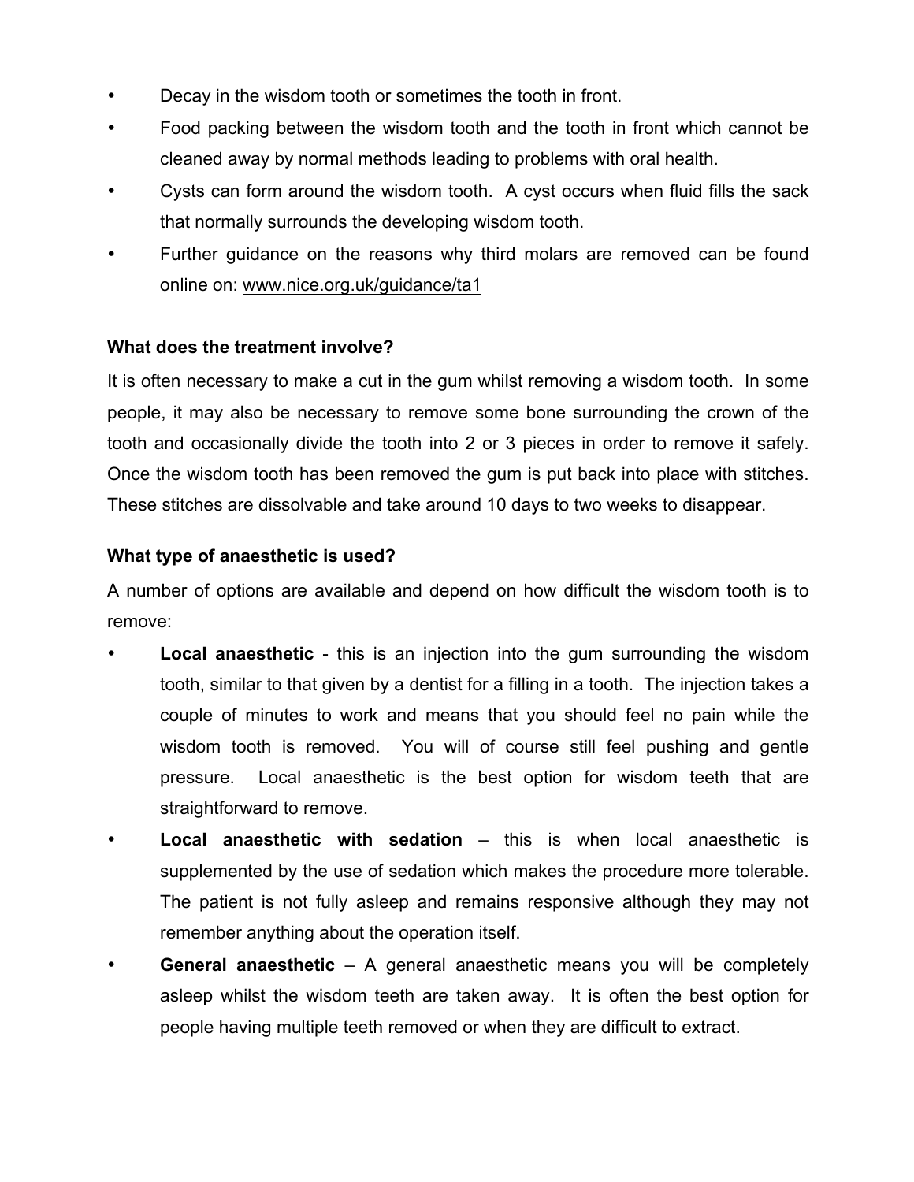- Decay in the wisdom tooth or sometimes the tooth in front.
- Food packing between the wisdom tooth and the tooth in front which cannot be cleaned away by normal methods leading to problems with oral health.
- Cysts can form around the wisdom tooth. A cyst occurs when fluid fills the sack that normally surrounds the developing wisdom tooth.
- Further guidance on the reasons why third molars are removed can be found online on: www.nice.org.uk/guidance/ta1

**What does the treatment involve?**

It is often necessary to make a cut in the gum whilst removing a wisdom tooth. In some people, it may also be necessary to remove some bone surrounding the crown of the tooth and occasionally divide the tooth into 2 or 3 pieces in order to remove it safely. Once the wisdom tooth has been removed the gum is put back into place with stitches. These stitches are dissolvable and take around 10 days to two weeks to disappear.

**What type of anaesthetic is used?**

A number of options are available and depend on how difficult the wisdom tooth is to remove:

- **Local anaesthetic** - this is an injection into the gum surrounding the wisdom tooth, similar to that given by a dentist for a filling in a tooth. The injection takes a couple of minutes to work and means that you should feel no pain while the wisdom tooth is removed. You will of course still feel pushing and gentle pressure. Local anaesthetic is the best option for wisdom teeth that are straightforward to remove.
- **Local anaesthetic with sedation** – this is when local anaesthetic is supplemented by the use of sedation which makes the procedure more tolerable. The patient is not fully asleep and remains responsive although they may not remember anything about the operation itself.
- **General anaesthetic** – A general anaesthetic means you will be completely asleep whilst the wisdom teeth are taken away. It is often the best option for people having multiple teeth removed or when they are difficult to extract.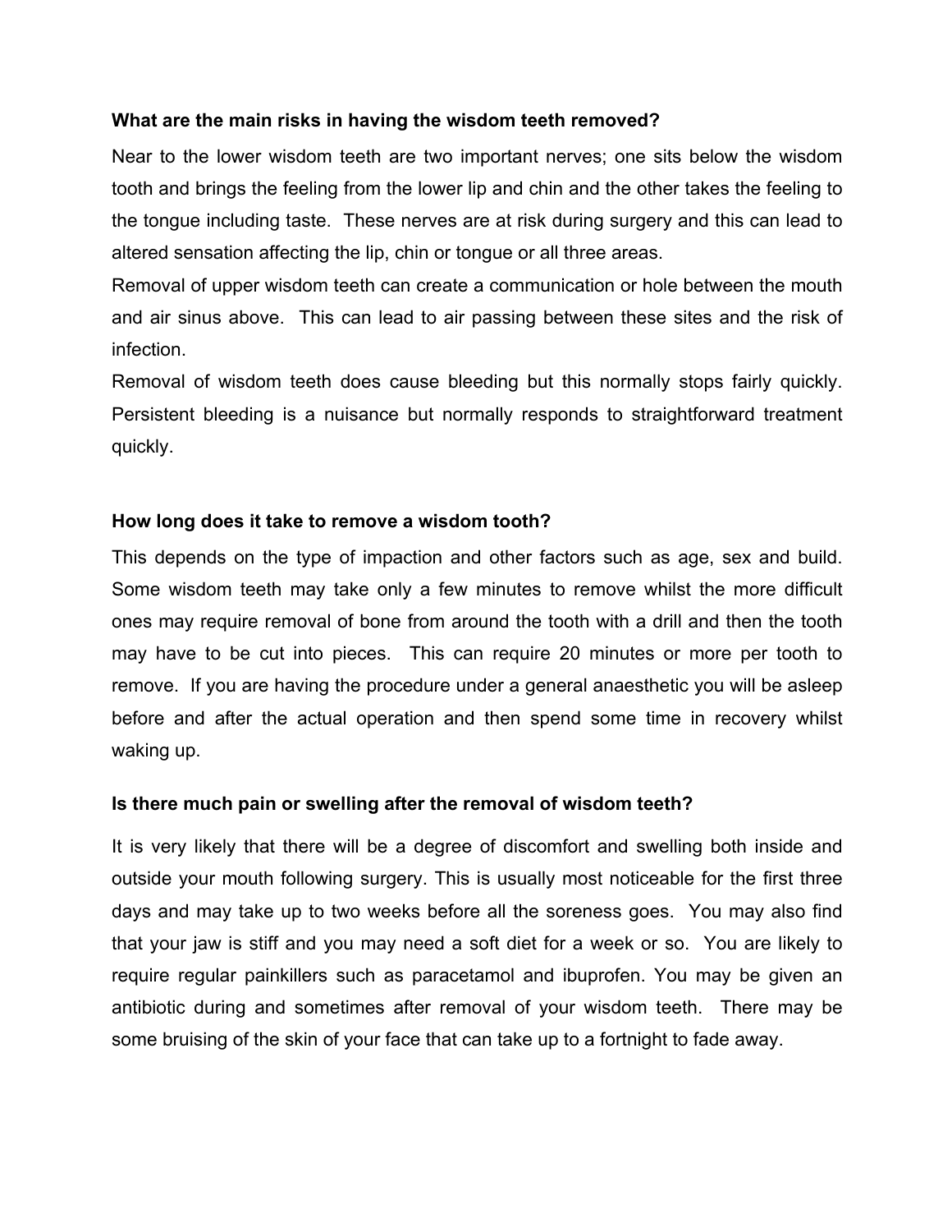**What are the main risks in having the wisdom teeth removed?**

Near to the lower wisdom teeth are two important nerves; one sits below the wisdom tooth and brings the feeling from the lower lip and chin and the other takes the feeling to the tongue including taste. These nerves are at risk during surgery and this can lead to altered sensation affecting the lip, chin or tongue or all three areas.

Removal of upper wisdom teeth can create a communication or hole between the mouth and air sinus above. This can lead to air passing between these sites and the risk of infection.

Removal of wisdom teeth does cause bleeding but this normally stops fairly quickly. Persistent bleeding is a nuisance but normally responds to straightforward treatment quickly.

**How long does it take to remove a wisdom tooth?**

This depends on the type of impaction and other factors such as age, sex and build. Some wisdom teeth may take only a few minutes to remove whilst the more difficult ones may require removal of bone from around the tooth with a drill and then the tooth may have to be cut into pieces. This can require 20 minutes or more per tooth to remove. If you are having the procedure under a general anaesthetic you will be asleep before and after the actual operation and then spend some time in recovery whilst waking up.

**Is there much pain or swelling after the removal of wisdom teeth?**

It is very likely that there will be a degree of discomfort and swelling both inside and outside your mouth following surgery. This is usually most noticeable for the first three days and may take up to two weeks before all the soreness goes. You may also find that your jaw is stiff and you may need a soft diet for a week or so. You are likely to require regular painkillers such as paracetamol and ibuprofen. You may be given an antibiotic during and sometimes after removal of your wisdom teeth. There may be some bruising of the skin of your face that can take up to a fortnight to fade away.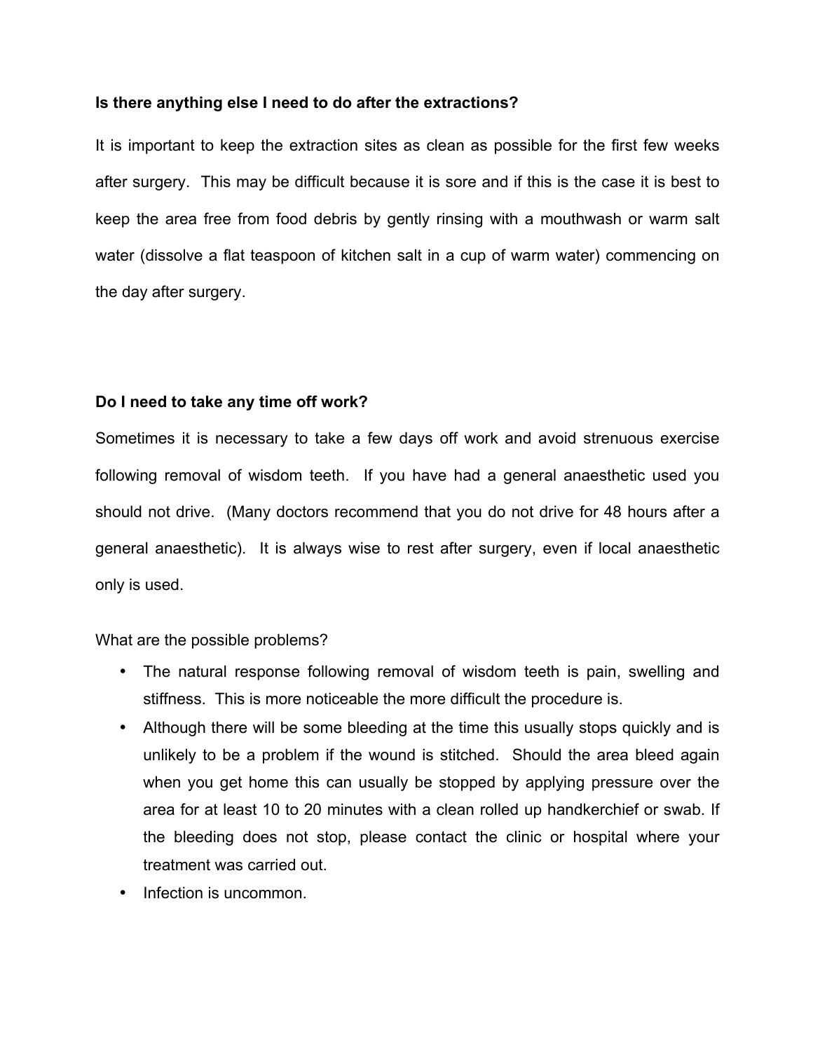**Is there anything else I need to do after the extractions?**

It is important to keep the extraction sites as clean as possible for the first few weeks after surgery. This may be difficult because it is sore and if this is the case it is best to keep the area free from food debris by gently rinsing with a mouthwash or warm salt water (dissolve a flat teaspoon of kitchen salt in a cup of warm water) commencing on the day after surgery.

**Do I need to take any time off work?**

Sometimes it is necessary to take a few days off work and avoid strenuous exercise following removal of wisdom teeth. If you have had a general anaesthetic used you should not drive. (Many doctors recommend that you do not drive for 48 hours after a general anaesthetic). It is always wise to rest after surgery, even if local anaesthetic only is used.

What are the possible problems?

- The natural response following removal of wisdom teeth is pain, swelling and stiffness. This is more noticeable the more difficult the procedure is.
- Although there will be some bleeding at the time this usually stops quickly and is unlikely to be a problem if the wound is stitched. Should the area bleed again when you get home this can usually be stopped by applying pressure over the area for at least 10 to 20 minutes with a clean rolled up handkerchief or swab. If the bleeding does not stop, please contact the clinic or hospital where your treatment was carried out.
- Infection is uncommon.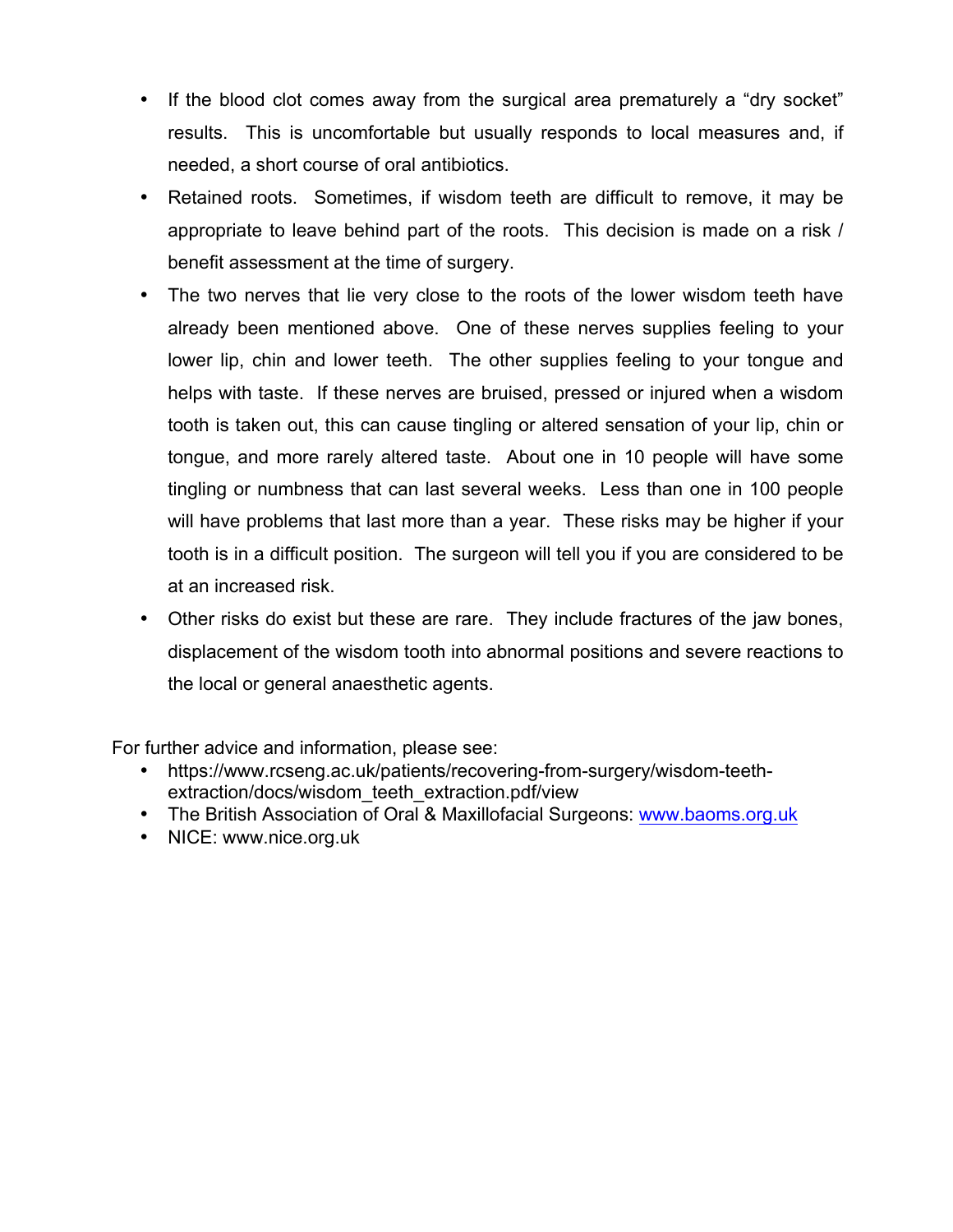- If the blood clot comes away from the surgical area prematurely a “dry socket” results. This is uncomfortable but usually responds to local measures and, if needed, a short course of oral antibiotics.
- Retained roots. Sometimes, if wisdom teeth are difficult to remove, it may be appropriate to leave behind part of the roots. This decision is made on a risk / benefit assessment at the time of surgery.
- The two nerves that lie very close to the roots of the lower wisdom teeth have already been mentioned above. One of these nerves supplies feeling to your lower lip, chin and lower teeth. The other supplies feeling to your tongue and helps with taste. If these nerves are bruised, pressed or injured when a wisdom tooth is taken out, this can cause tingling or altered sensation of your lip, chin or tongue, and more rarely altered taste. About one in 10 people will have some tingling or numbness that can last several weeks. Less than one in 100 people will have problems that last more than a year. These risks may be higher if your tooth is in a difficult position. The surgeon will tell you if you are considered to be at an increased risk.
- Other risks do exist but these are rare. They include fractures of the jaw bones, displacement of the wisdom tooth into abnormal positions and severe reactions to the local or general anaesthetic agents.

For further advice and information, please see:

- https://www.rcseng.ac.uk/patients/recovering-from-surgery/wisdom-teeth-extraction/docs/wisdom_teeth_extraction.pdf/view
- The British Association of Oral & Maxillofacial Surgeons: [www.baoms.org.uk](http://www.baoms.org.uk)
- NICE: www.nice.org.uk